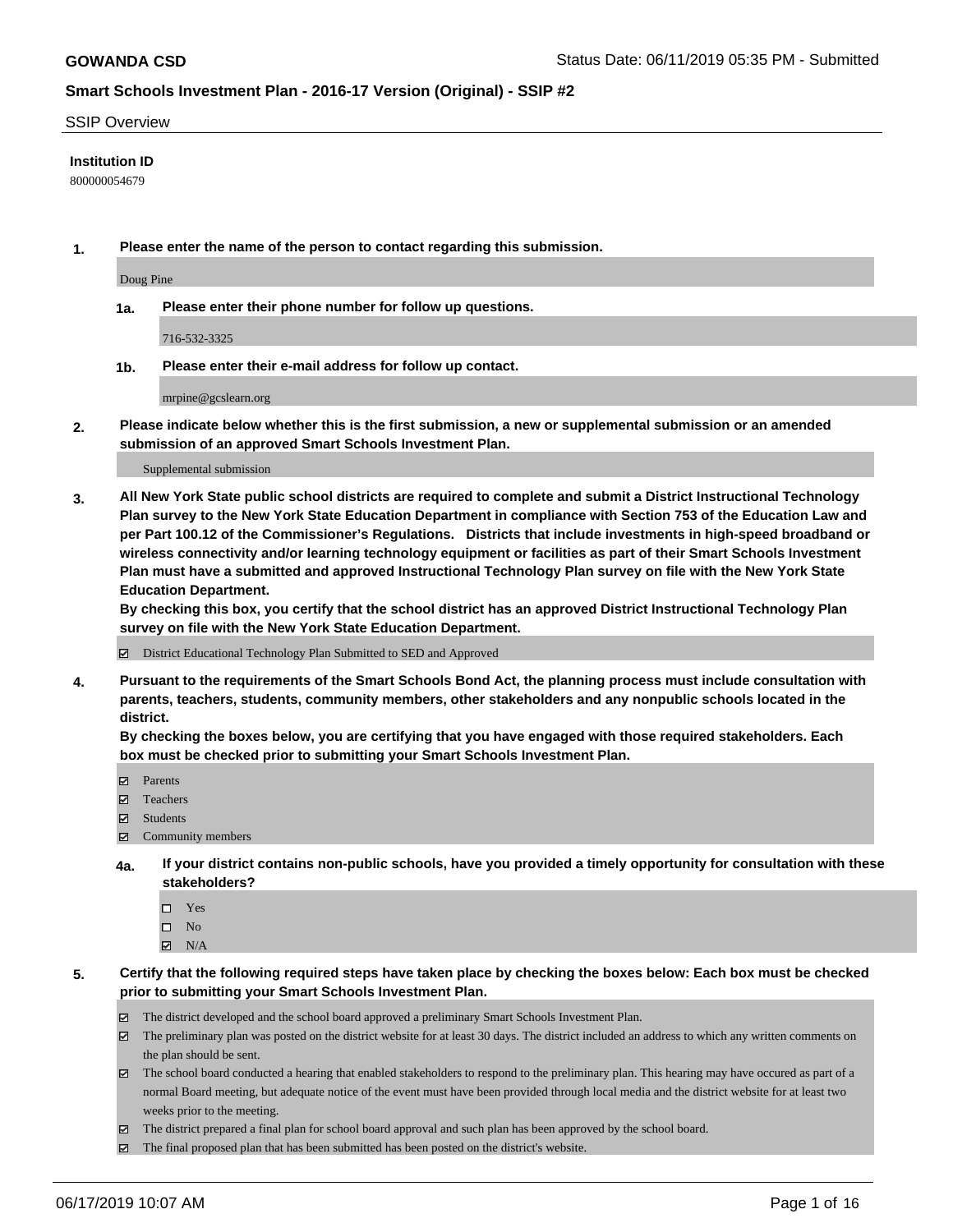**GOWANDA CSD**

Status Date: 06/11/2019 05:35 PM - Submitted

**Smart Schools Investment Plan - 2016-17 Version (Original) - SSIP #2**

SSIP Overview

**Institution ID**

800000054679

**1. Please enter the name of the person to contact regarding this submission.**

Doug Pine

**1a. Please enter their phone number for follow up questions.**

716-532-3325

**1b. Please enter their e-mail address for follow up contact.**

mrpine@gcslearn.org

**2. Please indicate below whether this is the first submission, a new or supplemental submission or an amended submission of an approved Smart Schools Investment Plan.**

Supplemental submission

**3. All New York State public school districts are required to complete and submit a District Instructional Technology Plan survey to the New York State Education Department in compliance with Section 753 of the Education Law and per Part 100.12 of the Commissioner's Regulations. Districts that include investments in high-speed broadband or wireless connectivity and/or learning technology equipment or facilities as part of their Smart Schools Investment Plan must have a submitted and approved Instructional Technology Plan survey on file with the New York State Education Department.**
**By checking this box, you certify that the school district has an approved District Instructional Technology Plan survey on file with the New York State Education Department.**

☑ District Educational Technology Plan Submitted to SED and Approved

**4. Pursuant to the requirements of the Smart Schools Bond Act, the planning process must include consultation with parents, teachers, students, community members, other stakeholders and any nonpublic schools located in the district.**
**By checking the boxes below, you are certifying that you have engaged with those required stakeholders. Each box must be checked prior to submitting your Smart Schools Investment Plan.**

☑ Parents
☑ Teachers
☑ Students
☑ Community members

**4a. If your district contains non-public schools, have you provided a timely opportunity for consultation with these stakeholders?**

☐ Yes
☐ No
☑ N/A

**5. Certify that the following required steps have taken place by checking the boxes below: Each box must be checked prior to submitting your Smart Schools Investment Plan.**

☑ The district developed and the school board approved a preliminary Smart Schools Investment Plan.
☑ The preliminary plan was posted on the district website for at least 30 days. The district included an address to which any written comments on the plan should be sent.
☑ The school board conducted a hearing that enabled stakeholders to respond to the preliminary plan. This hearing may have occured as part of a normal Board meeting, but adequate notice of the event must have been provided through local media and the district website for at least two weeks prior to the meeting.
☑ The district prepared a final plan for school board approval and such plan has been approved by the school board.
☑ The final proposed plan that has been submitted has been posted on the district's website.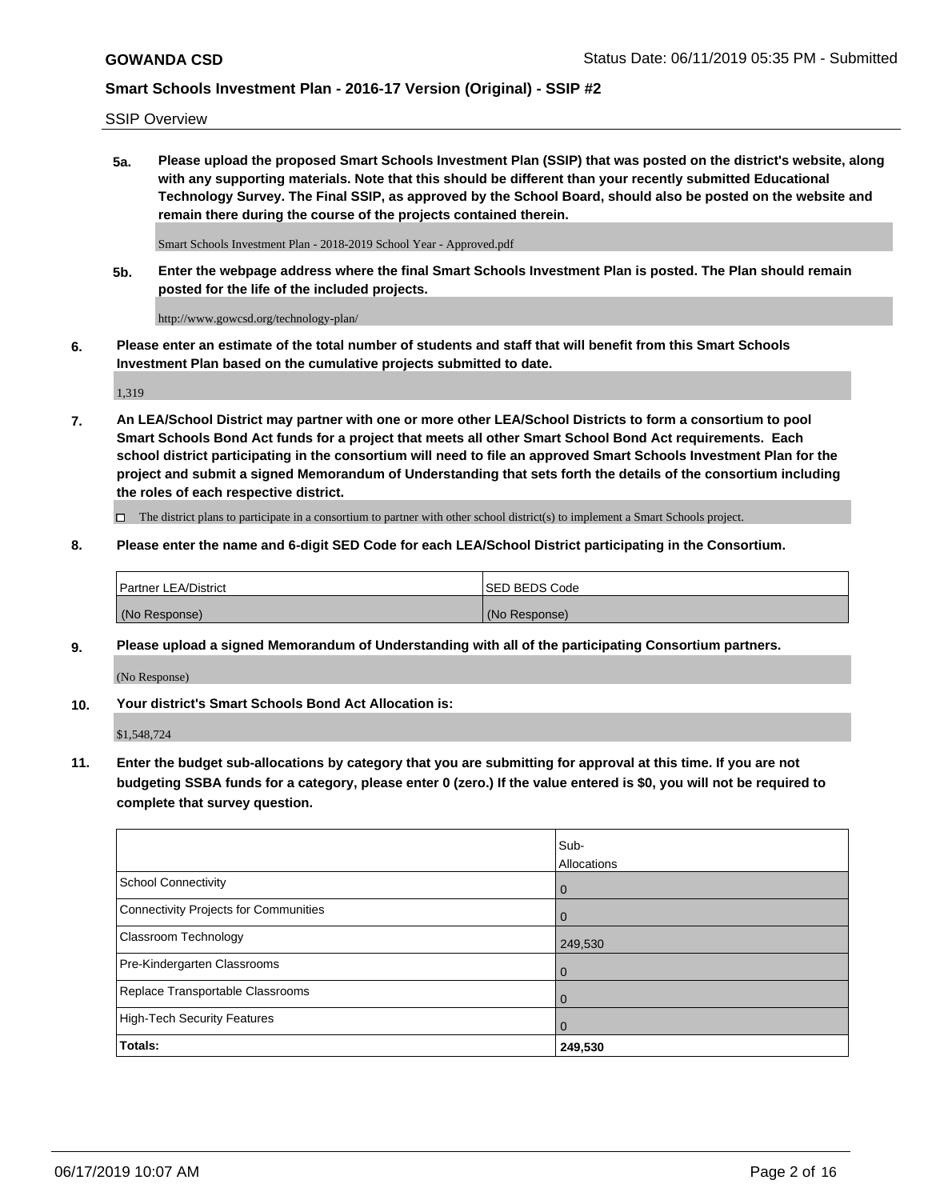SSIP Overview

**5a. Please upload the proposed Smart Schools Investment Plan (SSIP) that was posted on the district's website, along with any supporting materials. Note that this should be different than your recently submitted Educational Technology Survey. The Final SSIP, as approved by the School Board, should also be posted on the website and remain there during the course of the projects contained therein.**

Smart Schools Investment Plan - 2018-2019 School Year - Approved.pdf

**5b. Enter the webpage address where the final Smart Schools Investment Plan is posted. The Plan should remain posted for the life of the included projects.**

http://www.gowcsd.org/technology-plan/

**6. Please enter an estimate of the total number of students and staff that will benefit from this Smart Schools Investment Plan based on the cumulative projects submitted to date.**

1,319

**7. An LEA/School District may partner with one or more other LEA/School Districts to form a consortium to pool Smart Schools Bond Act funds for a project that meets all other Smart School Bond Act requirements. Each school district participating in the consortium will need to file an approved Smart Schools Investment Plan for the project and submit a signed Memorandum of Understanding that sets forth the details of the consortium including the roles of each respective district.**

☐ The district plans to participate in a consortium to partner with other school district(s) to implement a Smart Schools project.

**8. Please enter the name and 6-digit SED Code for each LEA/School District participating in the Consortium.**

| Partner LEA/District | SED BEDS Code |
|---|---|
| (No Response) | (No Response) |

**9. Please upload a signed Memorandum of Understanding with all of the participating Consortium partners.**

(No Response)

**10. Your district's Smart Schools Bond Act Allocation is:**

$1,548,724

**11. Enter the budget sub-allocations by category that you are submitting for approval at this time. If you are not budgeting SSBA funds for a category, please enter 0 (zero.) If the value entered is $0, you will not be required to complete that survey question.**

| | Sub-Allocations |
|---|---|
| School Connectivity | 0 |
| Connectivity Projects for Communities | 0 |
| Classroom Technology | 249,530 |
| Pre-Kindergarten Classrooms | 0 |
| Replace Transportable Classrooms | 0 |
| High-Tech Security Features | 0 |
| **Totals:** | **249,530** |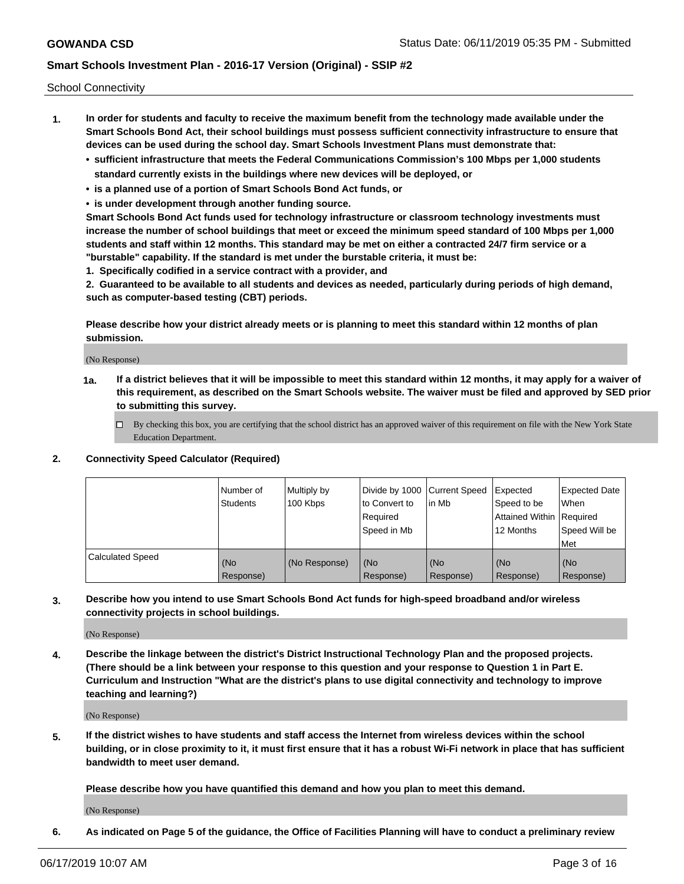School Connectivity

1. **In order for students and faculty to receive the maximum benefit from the technology made available under the Smart Schools Bond Act, their school buildings must possess sufficient connectivity infrastructure to ensure that devices can be used during the school day. Smart Schools Investment Plans must demonstrate that:**
   - **sufficient infrastructure that meets the Federal Communications Commission's 100 Mbps per 1,000 students standard currently exists in the buildings where new devices will be deployed, or**
   - **is a planned use of a portion of Smart Schools Bond Act funds, or**
   - **is under development through another funding source.**

   **Smart Schools Bond Act funds used for technology infrastructure or classroom technology investments must increase the number of school buildings that meet or exceed the minimum speed standard of 100 Mbps per 1,000 students and staff within 12 months. This standard may be met on either a contracted 24/7 firm service or a "burstable" capability. If the standard is met under the burstable criteria, it must be:**

   **1. Specifically codified in a service contract with a provider, and**

   **2. Guaranteed to be available to all students and devices as needed, particularly during periods of high demand, such as computer-based testing (CBT) periods.**

   **Please describe how your district already meets or is planning to meet this standard within 12 months of plan submission.**

   (No Response)

   **1a. If a district believes that it will be impossible to meet this standard within 12 months, it may apply for a waiver of this requirement, as described on the Smart Schools website. The waiver must be filed and approved by SED prior to submitting this survey.**

   ☐ By checking this box, you are certifying that the school district has an approved waiver of this requirement on file with the New York State Education Department.

2. **Connectivity Speed Calculator (Required)**

| | Number of Students | Multiply by 100 Kbps | Divide by 1000 to Convert to Required Speed in Mb | Current Speed in Mb | Expected Speed to be Attained Within 12 Months | Expected Date When Required Speed Will be Met |
|---|---|---|---|---|---|---|
| Calculated Speed | (No Response) | (No Response) | (No Response) | (No Response) | (No Response) | (No Response) |

3. **Describe how you intend to use Smart Schools Bond Act funds for high-speed broadband and/or wireless connectivity projects in school buildings.**

   (No Response)

4. **Describe the linkage between the district's District Instructional Technology Plan and the proposed projects. (There should be a link between your response to this question and your response to Question 1 in Part E. Curriculum and Instruction "What are the district's plans to use digital connectivity and technology to improve teaching and learning?)**

   (No Response)

5. **If the district wishes to have students and staff access the Internet from wireless devices within the school building, or in close proximity to it, it must first ensure that it has a robust Wi-Fi network in place that has sufficient bandwidth to meet user demand.**

   **Please describe how you have quantified this demand and how you plan to meet this demand.**

   (No Response)

6. **As indicated on Page 5 of the guidance, the Office of Facilities Planning will have to conduct a preliminary review**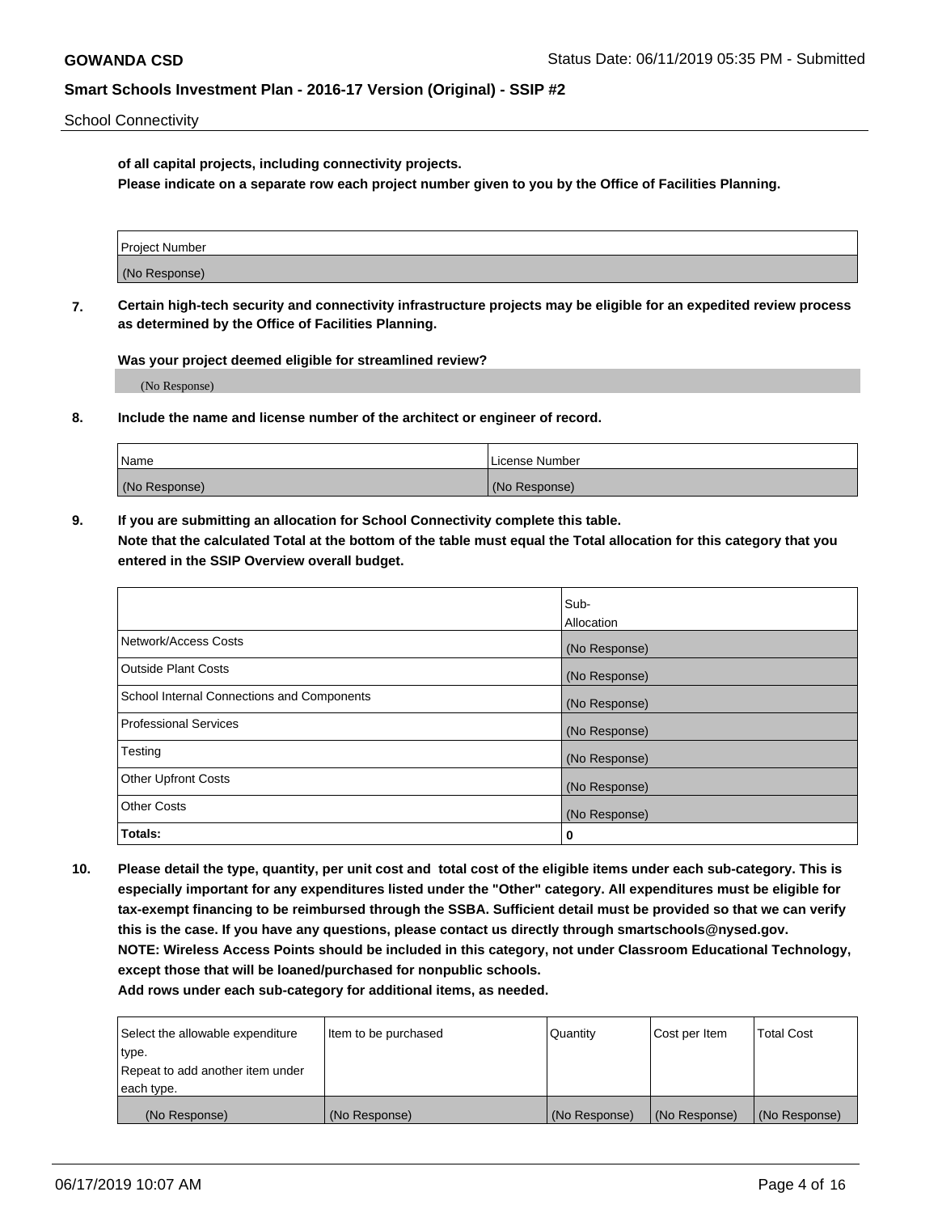of all capital projects, including connectivity projects.

**Please indicate on a separate row each project number given to you by the Office of Facilities Planning.**

| Project Number |
|---|
| (No Response) |

**7. Certain high-tech security and connectivity infrastructure projects may be eligible for an expedited review process as determined by the Office of Facilities Planning.**

**Was your project deemed eligible for streamlined review?**

(No Response)

**8. Include the name and license number of the architect or engineer of record.**

| Name | License Number |
|---|---|
| (No Response) | (No Response) |

**9. If you are submitting an allocation for School Connectivity complete this table.**
**Note that the calculated Total at the bottom of the table must equal the Total allocation for this category that you entered in the SSIP Overview overall budget.**

| | Sub-Allocation |
|---|---|
| Network/Access Costs | (No Response) |
| Outside Plant Costs | (No Response) |
| School Internal Connections and Components | (No Response) |
| Professional Services | (No Response) |
| Testing | (No Response) |
| Other Upfront Costs | (No Response) |
| Other Costs | (No Response) |
| **Totals:** | **0** |

**10. Please detail the type, quantity, per unit cost and total cost of the eligible items under each sub-category. This is especially important for any expenditures listed under the "Other" category. All expenditures must be eligible for tax-exempt financing to be reimbursed through the SSBA. Sufficient detail must be provided so that we can verify this is the case. If you have any questions, please contact us directly through smartschools@nysed.gov.**
**NOTE: Wireless Access Points should be included in this category, not under Classroom Educational Technology, except those that will be loaned/purchased for nonpublic schools.**
**Add rows under each sub-category for additional items, as needed.**

| Select the allowable expenditure type. Repeat to add another item under each type. | Item to be purchased | Quantity | Cost per Item | Total Cost |
|---|---|---|---|---|
| (No Response) | (No Response) | (No Response) | (No Response) | (No Response) |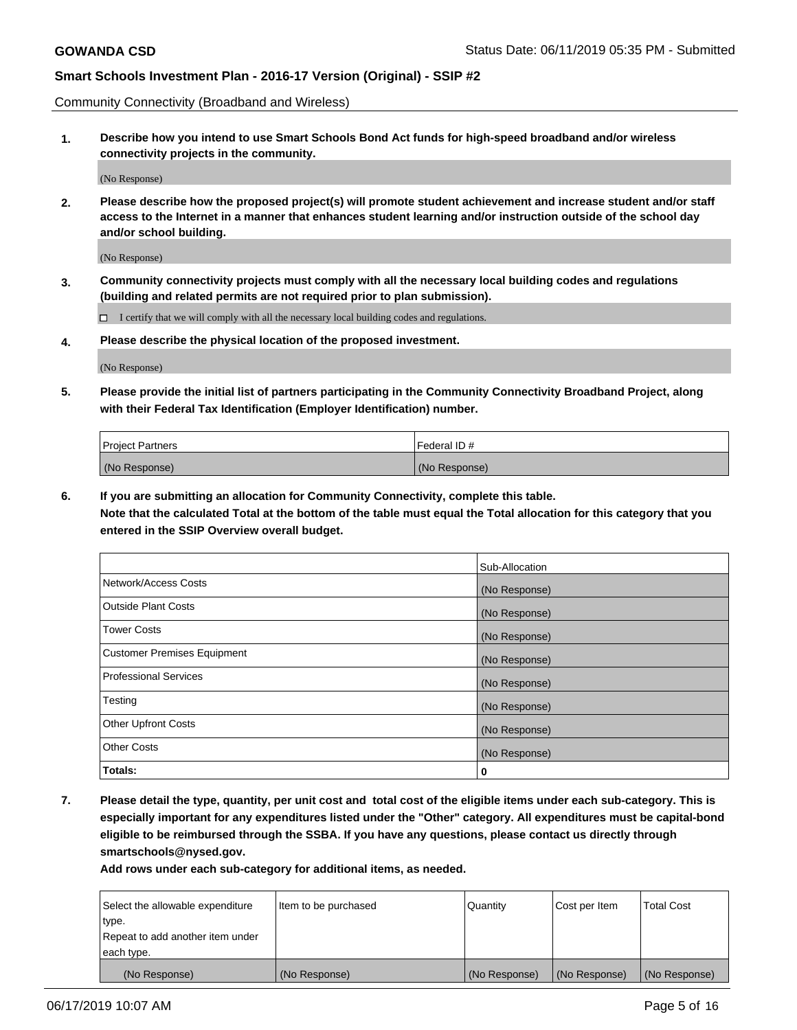Community Connectivity (Broadband and Wireless)

**1. Describe how you intend to use Smart Schools Bond Act funds for high-speed broadband and/or wireless connectivity projects in the community.**

(No Response)

**2. Please describe how the proposed project(s) will promote student achievement and increase student and/or staff access to the Internet in a manner that enhances student learning and/or instruction outside of the school day and/or school building.**

(No Response)

**3. Community connectivity projects must comply with all the necessary local building codes and regulations (building and related permits are not required prior to plan submission).**

☐ I certify that we will comply with all the necessary local building codes and regulations.

**4. Please describe the physical location of the proposed investment.**

(No Response)

**5. Please provide the initial list of partners participating in the Community Connectivity Broadband Project, along with their Federal Tax Identification (Employer Identification) number.**

| Project Partners | Federal ID # |
|---|---|
| (No Response) | (No Response) |

**6. If you are submitting an allocation for Community Connectivity, complete this table.**
**Note that the calculated Total at the bottom of the table must equal the Total allocation for this category that you entered in the SSIP Overview overall budget.**

| | Sub-Allocation |
|---|---|
| Network/Access Costs | (No Response) |
| Outside Plant Costs | (No Response) |
| Tower Costs | (No Response) |
| Customer Premises Equipment | (No Response) |
| Professional Services | (No Response) |
| Testing | (No Response) |
| Other Upfront Costs | (No Response) |
| Other Costs | (No Response) |
| **Totals:** | **0** |

**7. Please detail the type, quantity, per unit cost and total cost of the eligible items under each sub-category. This is especially important for any expenditures listed under the "Other" category. All expenditures must be capital-bond eligible to be reimbursed through the SSBA. If you have any questions, please contact us directly through smartschools@nysed.gov.**

**Add rows under each sub-category for additional items, as needed.**

| Select the allowable expenditure type. Repeat to add another item under each type. | Item to be purchased | Quantity | Cost per Item | Total Cost |
|---|---|---|---|---|
| (No Response) | (No Response) | (No Response) | (No Response) | (No Response) |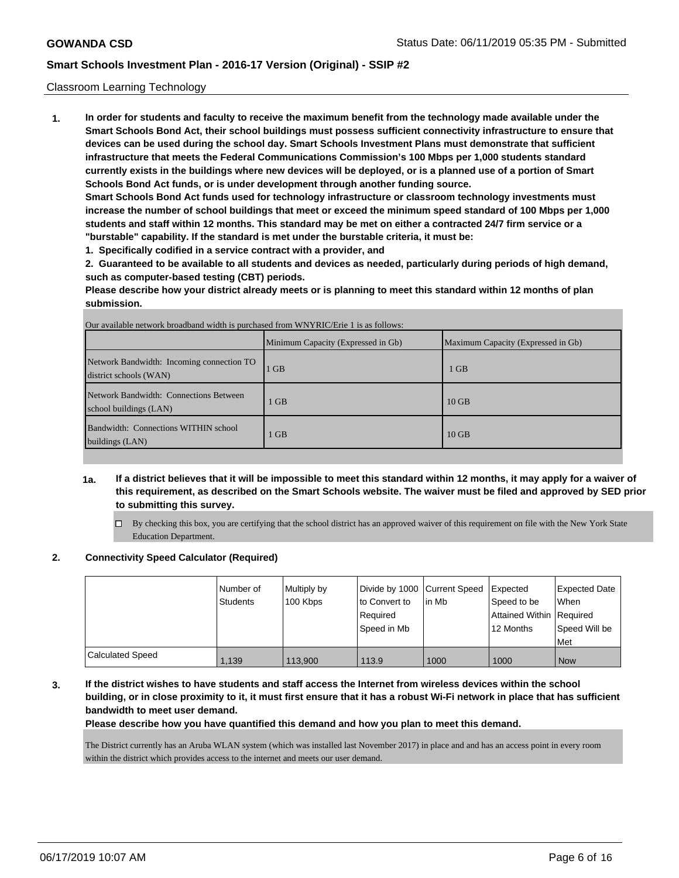Classroom Learning Technology

**1. In order for students and faculty to receive the maximum benefit from the technology made available under the Smart Schools Bond Act, their school buildings must possess sufficient connectivity infrastructure to ensure that devices can be used during the school day. Smart Schools Investment Plans must demonstrate that sufficient infrastructure that meets the Federal Communications Commission's 100 Mbps per 1,000 students standard currently exists in the buildings where new devices will be deployed, or is a planned use of a portion of Smart Schools Bond Act funds, or is under development through another funding source.**

**Smart Schools Bond Act funds used for technology infrastructure or classroom technology investments must increase the number of school buildings that meet or exceed the minimum speed standard of 100 Mbps per 1,000 students and staff within 12 months. This standard may be met on either a contracted 24/7 firm service or a "burstable" capability. If the standard is met under the burstable criteria, it must be:**

**1. Specifically codified in a service contract with a provider, and**

**2. Guaranteed to be available to all students and devices as needed, particularly during periods of high demand, such as computer-based testing (CBT) periods.**

**Please describe how your district already meets or is planning to meet this standard within 12 months of plan submission.**

Our available network broadband width is purchased from WNYRIC/Erie 1 is as follows:

| | Minimum Capacity (Expressed in Gb) | Maximum Capacity (Expressed in Gb) |
|---|---|---|
| Network Bandwidth: Incoming connection TO district schools (WAN) | 1 GB | 1 GB |
| Network Bandwidth: Connections Between school buildings (LAN) | 1 GB | 10 GB |
| Bandwidth: Connections WITHIN school buildings (LAN) | 1 GB | 10 GB |

**1a. If a district believes that it will be impossible to meet this standard within 12 months, it may apply for a waiver of this requirement, as described on the Smart Schools website. The waiver must be filed and approved by SED prior to submitting this survey.**

☐ By checking this box, you are certifying that the school district has an approved waiver of this requirement on file with the New York State Education Department.

**2. Connectivity Speed Calculator (Required)**

| | Number of Students | Multiply by 100 Kbps | Divide by 1000 to Convert to Required Speed in Mb | Current Speed in Mb | Expected Speed to be Attained Within 12 Months | Expected Date When Required Speed Will be Met |
|---|---|---|---|---|---|---|
| Calculated Speed | 1,139 | 113,900 | 113.9 | 1000 | 1000 | Now |

**3. If the district wishes to have students and staff access the Internet from wireless devices within the school building, or in close proximity to it, it must first ensure that it has a robust Wi-Fi network in place that has sufficient bandwidth to meet user demand.**

**Please describe how you have quantified this demand and how you plan to meet this demand.**

The District currently has an Aruba WLAN system (which was installed last November 2017) in place and and has an access point in every room within the district which provides access to the internet and meets our user demand.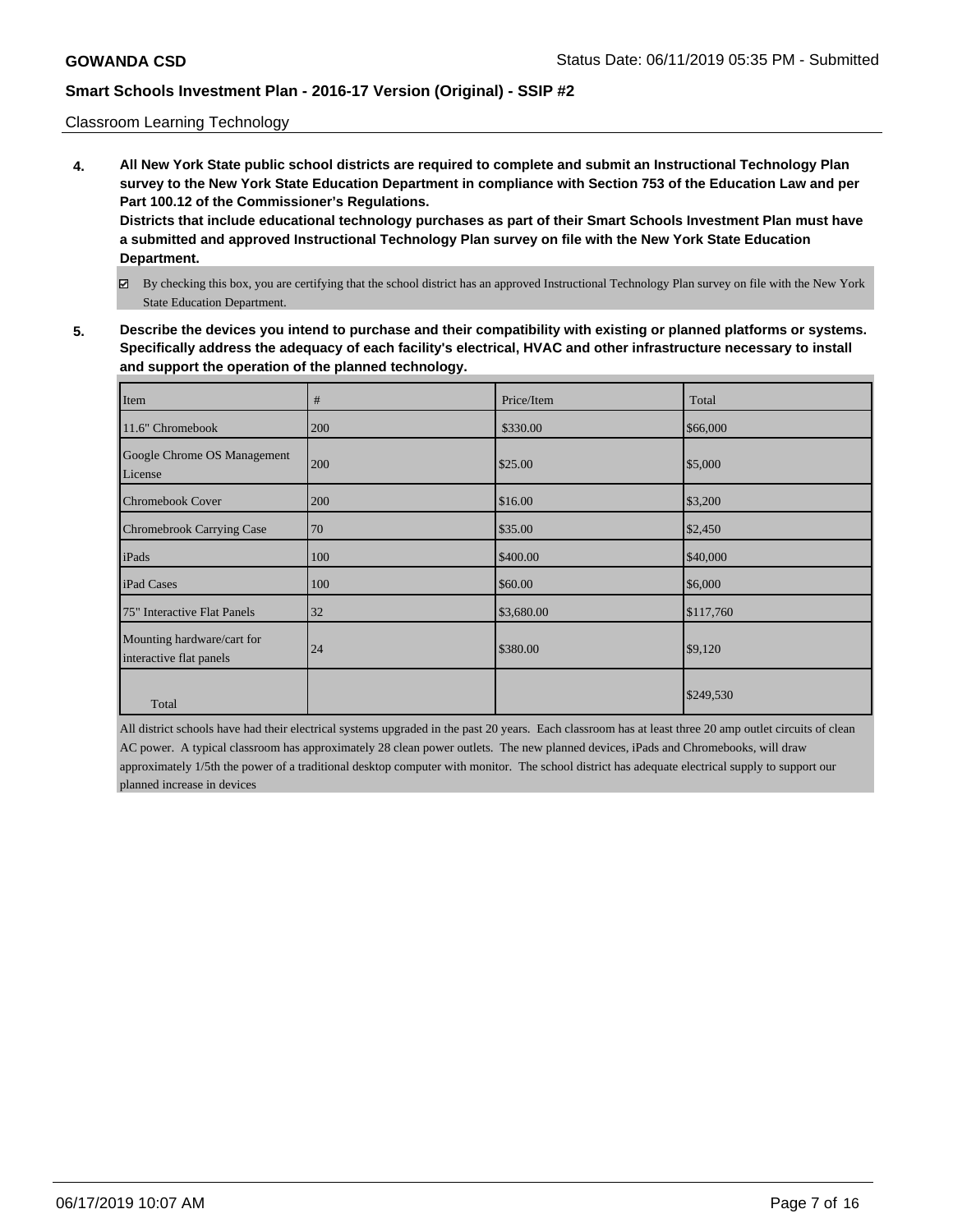Classroom Learning Technology

**4. All New York State public school districts are required to complete and submit an Instructional Technology Plan survey to the New York State Education Department in compliance with Section 753 of the Education Law and per Part 100.12 of the Commissioner's Regulations.**

**Districts that include educational technology purchases as part of their Smart Schools Investment Plan must have a submitted and approved Instructional Technology Plan survey on file with the New York State Education Department.**

☑ By checking this box, you are certifying that the school district has an approved Instructional Technology Plan survey on file with the New York State Education Department.

**5. Describe the devices you intend to purchase and their compatibility with existing or planned platforms or systems. Specifically address the adequacy of each facility's electrical, HVAC and other infrastructure necessary to install and support the operation of the planned technology.**

| Item | # | Price/Item | Total |
|---|---|---|---|
| 11.6" Chromebook | 200 | $330.00 | $66,000 |
| Google Chrome OS Management License | 200 | $25.00 | $5,000 |
| Chromebook Cover | 200 | $16.00 | $3,200 |
| Chromebrook Carrying Case | 70 | $35.00 | $2,450 |
| iPads | 100 | $400.00 | $40,000 |
| iPad Cases | 100 | $60.00 | $6,000 |
| 75" Interactive Flat Panels | 32 | $3,680.00 | $117,760 |
| Mounting hardware/cart for interactive flat panels | 24 | $380.00 | $9,120 |
| Total | | | $249,530 |

All district schools have had their electrical systems upgraded in the past 20 years. Each classroom has at least three 20 amp outlet circuits of clean AC power. A typical classroom has approximately 28 clean power outlets. The new planned devices, iPads and Chromebooks, will draw approximately 1/5th the power of a traditional desktop computer with monitor. The school district has adequate electrical supply to support our planned increase in devices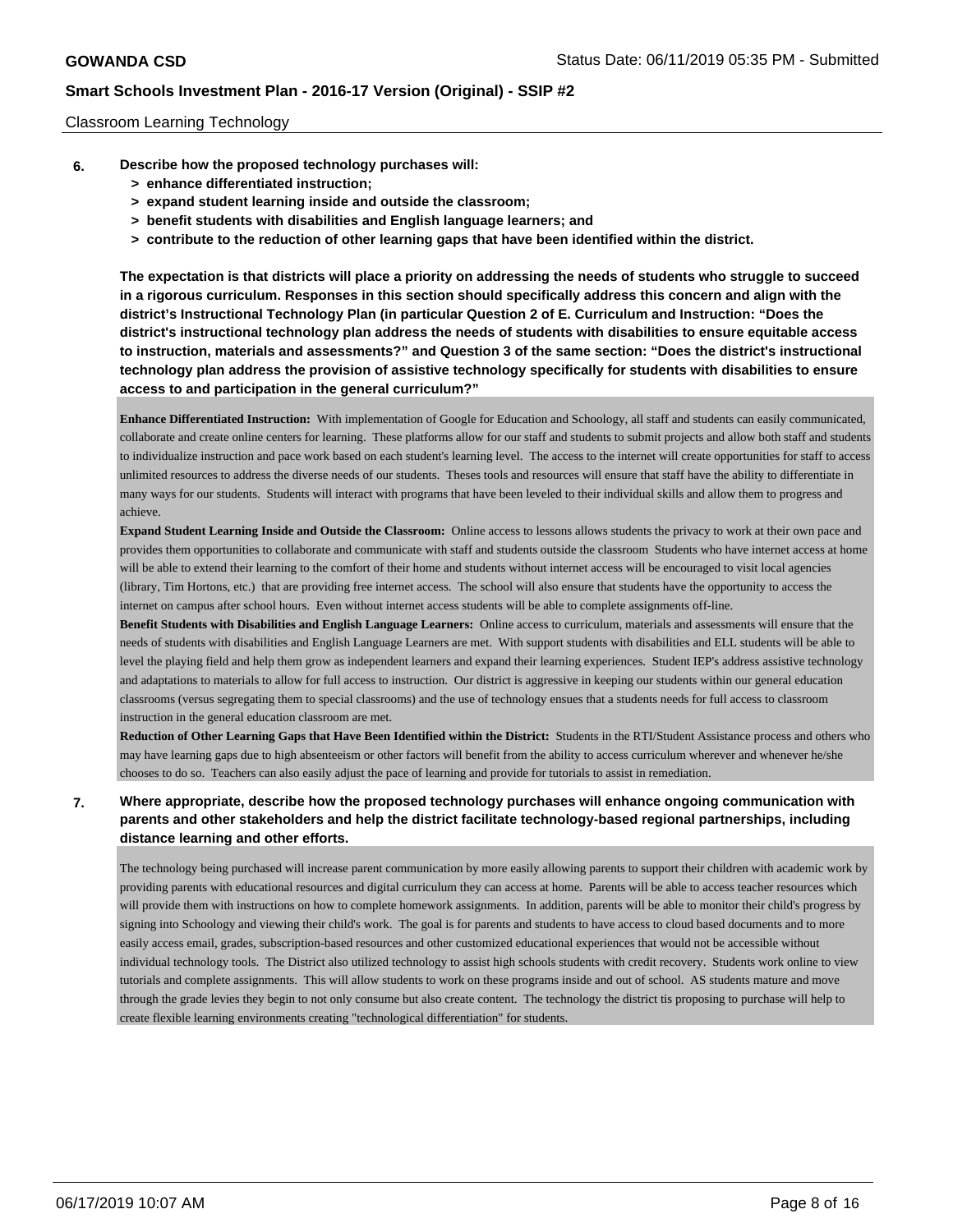Classroom Learning Technology

6. **Describe how the proposed technology purchases will:**
   - **> enhance differentiated instruction;**
   - **> expand student learning inside and outside the classroom;**
   - **> benefit students with disabilities and English language learners; and**
   - **> contribute to the reduction of other learning gaps that have been identified within the district.**

**The expectation is that districts will place a priority on addressing the needs of students who struggle to succeed in a rigorous curriculum. Responses in this section should specifically address this concern and align with the district's Instructional Technology Plan (in particular Question 2 of E. Curriculum and Instruction: "Does the district's instructional technology plan address the needs of students with disabilities to ensure equitable access to instruction, materials and assessments?" and Question 3 of the same section: "Does the district's instructional technology plan address the provision of assistive technology specifically for students with disabilities to ensure access to and participation in the general curriculum?"**

**Enhance Differentiated Instruction:** With implementation of Google for Education and Schoology, all staff and students can easily communicated, collaborate and create online centers for learning. These platforms allow for our staff and students to submit projects and allow both staff and students to individualize instruction and pace work based on each student's learning level. The access to the internet will create opportunities for staff to access unlimited resources to address the diverse needs of our students. Theses tools and resources will ensure that staff have the ability to differentiate in many ways for our students. Students will interact with programs that have been leveled to their individual skills and allow them to progress and achieve.

**Expand Student Learning Inside and Outside the Classroom:** Online access to lessons allows students the privacy to work at their own pace and provides them opportunities to collaborate and communicate with staff and students outside the classroom Students who have internet access at home will be able to extend their learning to the comfort of their home and students without internet access will be encouraged to visit local agencies (library, Tim Hortons, etc.) that are providing free internet access. The school will also ensure that students have the opportunity to access the internet on campus after school hours. Even without internet access students will be able to complete assignments off-line.

**Benefit Students with Disabilities and English Language Learners:** Online access to curriculum, materials and assessments will ensure that the needs of students with disabilities and English Language Learners are met. With support students with disabilities and ELL students will be able to level the playing field and help them grow as independent learners and expand their learning experiences. Student IEP's address assistive technology and adaptations to materials to allow for full access to instruction. Our district is aggressive in keeping our students within our general education classrooms (versus segregating them to special classrooms) and the use of technology ensues that a students needs for full access to classroom instruction in the general education classroom are met.

**Reduction of Other Learning Gaps that Have Been Identified within the District:** Students in the RTI/Student Assistance process and others who may have learning gaps due to high absenteeism or other factors will benefit from the ability to access curriculum wherever and whenever he/she chooses to do so. Teachers can also easily adjust the pace of learning and provide for tutorials to assist in remediation.

7. **Where appropriate, describe how the proposed technology purchases will enhance ongoing communication with parents and other stakeholders and help the district facilitate technology-based regional partnerships, including distance learning and other efforts.**

The technology being purchased will increase parent communication by more easily allowing parents to support their children with academic work by providing parents with educational resources and digital curriculum they can access at home. Parents will be able to access teacher resources which will provide them with instructions on how to complete homework assignments. In addition, parents will be able to monitor their child's progress by signing into Schoology and viewing their child's work. The goal is for parents and students to have access to cloud based documents and to more easily access email, grades, subscription-based resources and other customized educational experiences that would not be accessible without individual technology tools. The District also utilized technology to assist high schools students with credit recovery. Students work online to view tutorials and complete assignments. This will allow students to work on these programs inside and out of school. AS students mature and move through the grade levies they begin to not only consume but also create content. The technology the district tis proposing to purchase will help to create flexible learning environments creating "technological differentiation" for students.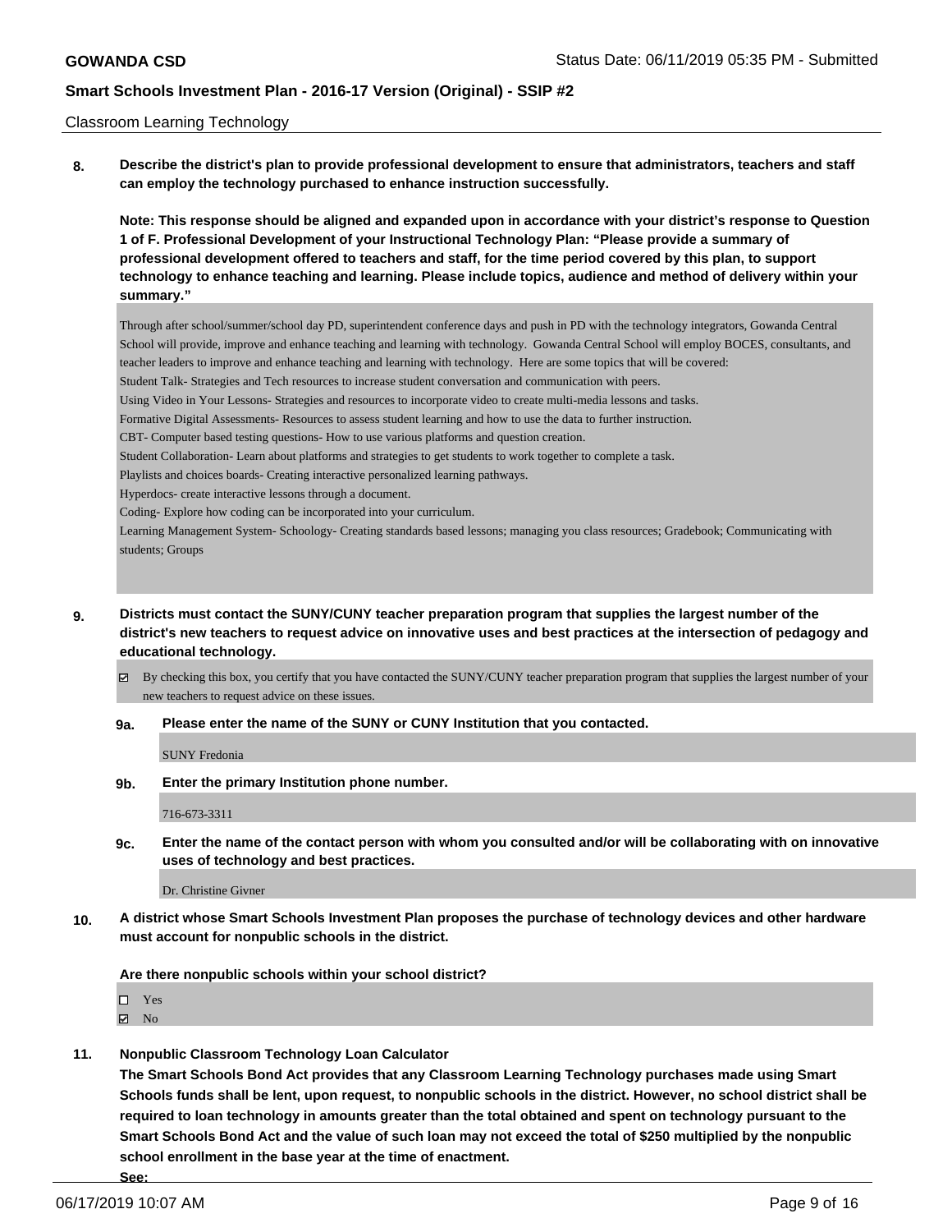Classroom Learning Technology

**8. Describe the district's plan to provide professional development to ensure that administrators, teachers and staff can employ the technology purchased to enhance instruction successfully.**

**Note: This response should be aligned and expanded upon in accordance with your district's response to Question 1 of F. Professional Development of your Instructional Technology Plan: "Please provide a summary of professional development offered to teachers and staff, for the time period covered by this plan, to support technology to enhance teaching and learning. Please include topics, audience and method of delivery within your summary."**

Through after school/summer/school day PD, superintendent conference days and push in PD with the technology integrators, Gowanda Central School will provide, improve and enhance teaching and learning with technology. Gowanda Central School will employ BOCES, consultants, and teacher leaders to improve and enhance teaching and learning with technology. Here are some topics that will be covered:
Student Talk- Strategies and Tech resources to increase student conversation and communication with peers.
Using Video in Your Lessons- Strategies and resources to incorporate video to create multi-media lessons and tasks.
Formative Digital Assessments- Resources to assess student learning and how to use the data to further instruction.
CBT- Computer based testing questions- How to use various platforms and question creation.
Student Collaboration- Learn about platforms and strategies to get students to work together to complete a task.
Playlists and choices boards- Creating interactive personalized learning pathways.
Hyperdocs- create interactive lessons through a document.
Coding- Explore how coding can be incorporated into your curriculum.
Learning Management System- Schoology- Creating standards based lessons; managing you class resources; Gradebook; Communicating with students; Groups

**9. Districts must contact the SUNY/CUNY teacher preparation program that supplies the largest number of the district's new teachers to request advice on innovative uses and best practices at the intersection of pedagogy and educational technology.**

☑ By checking this box, you certify that you have contacted the SUNY/CUNY teacher preparation program that supplies the largest number of your new teachers to request advice on these issues.

**9a. Please enter the name of the SUNY or CUNY Institution that you contacted.**

SUNY Fredonia

**9b. Enter the primary Institution phone number.**

716-673-3311

**9c. Enter the name of the contact person with whom you consulted and/or will be collaborating with on innovative uses of technology and best practices.**

Dr. Christine Givner

**10. A district whose Smart Schools Investment Plan proposes the purchase of technology devices and other hardware must account for nonpublic schools in the district.**

**Are there nonpublic schools within your school district?**

☐ Yes
☑ No

**11. Nonpublic Classroom Technology Loan Calculator**
**The Smart Schools Bond Act provides that any Classroom Learning Technology purchases made using Smart Schools funds shall be lent, upon request, to nonpublic schools in the district. However, no school district shall be required to loan technology in amounts greater than the total obtained and spent on technology pursuant to the Smart Schools Bond Act and the value of such loan may not exceed the total of $250 multiplied by the nonpublic school enrollment in the base year at the time of enactment.**
**See:**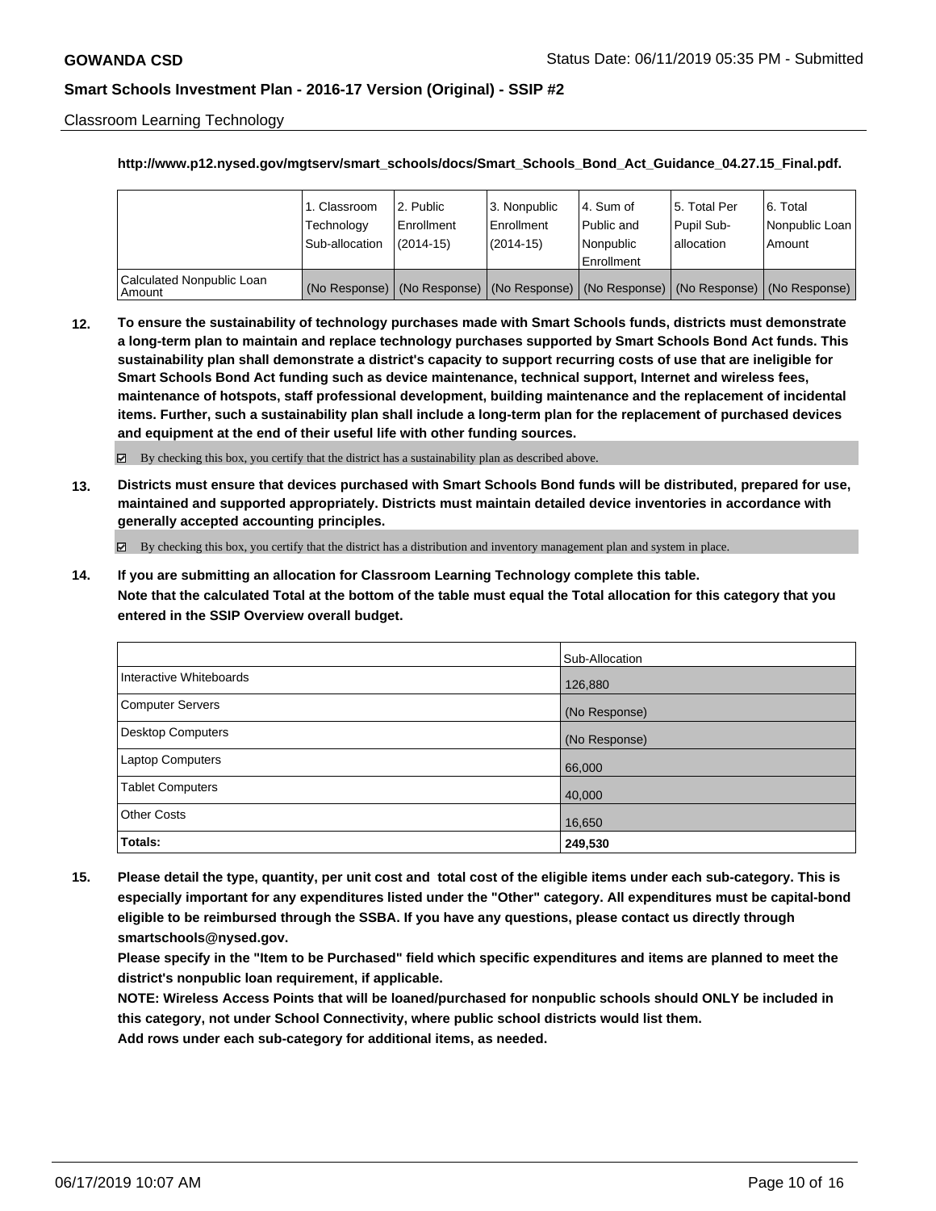Classroom Learning Technology

**http://www.p12.nysed.gov/mgtserv/smart_schools/docs/Smart_Schools_Bond_Act_Guidance_04.27.15_Final.pdf.**

| | 1. Classroom Technology Sub-allocation | 2. Public Enrollment (2014-15) | 3. Nonpublic Enrollment (2014-15) | 4. Sum of Public and Nonpublic Enrollment | 5. Total Per Pupil Sub-allocation | 6. Total Nonpublic Loan Amount |
|---|---|---|---|---|---|---|
| Calculated Nonpublic Loan Amount | (No Response) | (No Response) | (No Response) | (No Response) | (No Response) | (No Response) |

**12. To ensure the sustainability of technology purchases made with Smart Schools funds, districts must demonstrate a long-term plan to maintain and replace technology purchases supported by Smart Schools Bond Act funds. This sustainability plan shall demonstrate a district's capacity to support recurring costs of use that are ineligible for Smart Schools Bond Act funding such as device maintenance, technical support, Internet and wireless fees, maintenance of hotspots, staff professional development, building maintenance and the replacement of incidental items. Further, such a sustainability plan shall include a long-term plan for the replacement of purchased devices and equipment at the end of their useful life with other funding sources.**

☑ By checking this box, you certify that the district has a sustainability plan as described above.

**13. Districts must ensure that devices purchased with Smart Schools Bond funds will be distributed, prepared for use, maintained and supported appropriately. Districts must maintain detailed device inventories in accordance with generally accepted accounting principles.**

☑ By checking this box, you certify that the district has a distribution and inventory management plan and system in place.

**14. If you are submitting an allocation for Classroom Learning Technology complete this table. Note that the calculated Total at the bottom of the table must equal the Total allocation for this category that you entered in the SSIP Overview overall budget.**

| | Sub-Allocation |
|---|---|
| Interactive Whiteboards | 126,880 |
| Computer Servers | (No Response) |
| Desktop Computers | (No Response) |
| Laptop Computers | 66,000 |
| Tablet Computers | 40,000 |
| Other Costs | 16,650 |
| **Totals:** | **249,530** |

**15. Please detail the type, quantity, per unit cost and total cost of the eligible items under each sub-category. This is especially important for any expenditures listed under the "Other" category. All expenditures must be capital-bond eligible to be reimbursed through the SSBA. If you have any questions, please contact us directly through smartschools@nysed.gov.**
**Please specify in the "Item to be Purchased" field which specific expenditures and items are planned to meet the district's nonpublic loan requirement, if applicable.**
**NOTE: Wireless Access Points that will be loaned/purchased for nonpublic schools should ONLY be included in this category, not under School Connectivity, where public school districts would list them.**
**Add rows under each sub-category for additional items, as needed.**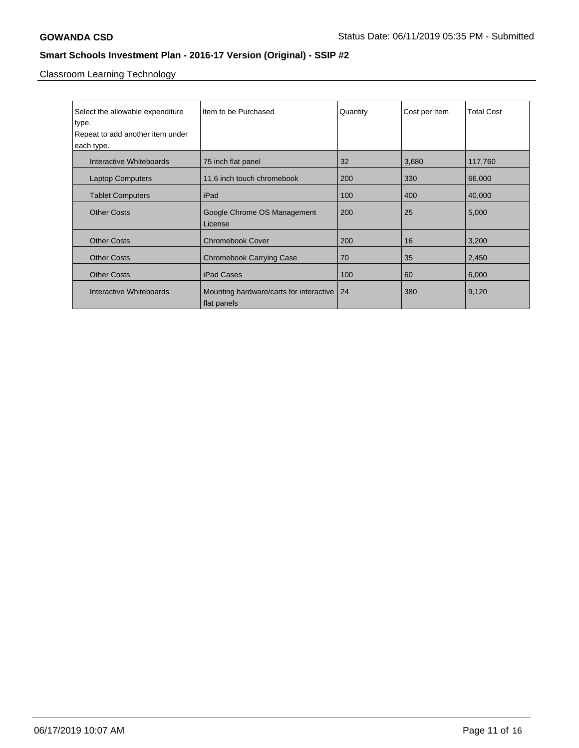Classroom Learning Technology

| Select the allowable expenditure type. Repeat to add another item under each type. | Item to be Purchased | Quantity | Cost per Item | Total Cost |
|---|---|---|---|---|
| Interactive Whiteboards | 75 inch flat panel | 32 | 3,680 | 117,760 |
| Laptop Computers | 11.6 inch touch chromebook | 200 | 330 | 66,000 |
| Tablet Computers | iPad | 100 | 400 | 40,000 |
| Other Costs | Google Chrome OS Management License | 200 | 25 | 5,000 |
| Other Costs | Chromebook Cover | 200 | 16 | 3,200 |
| Other Costs | Chromebook Carrying Case | 70 | 35 | 2,450 |
| Other Costs | iPad Cases | 100 | 60 | 6,000 |
| Interactive Whiteboards | Mounting hardware/carts for interactive flat panels | 24 | 380 | 9,120 |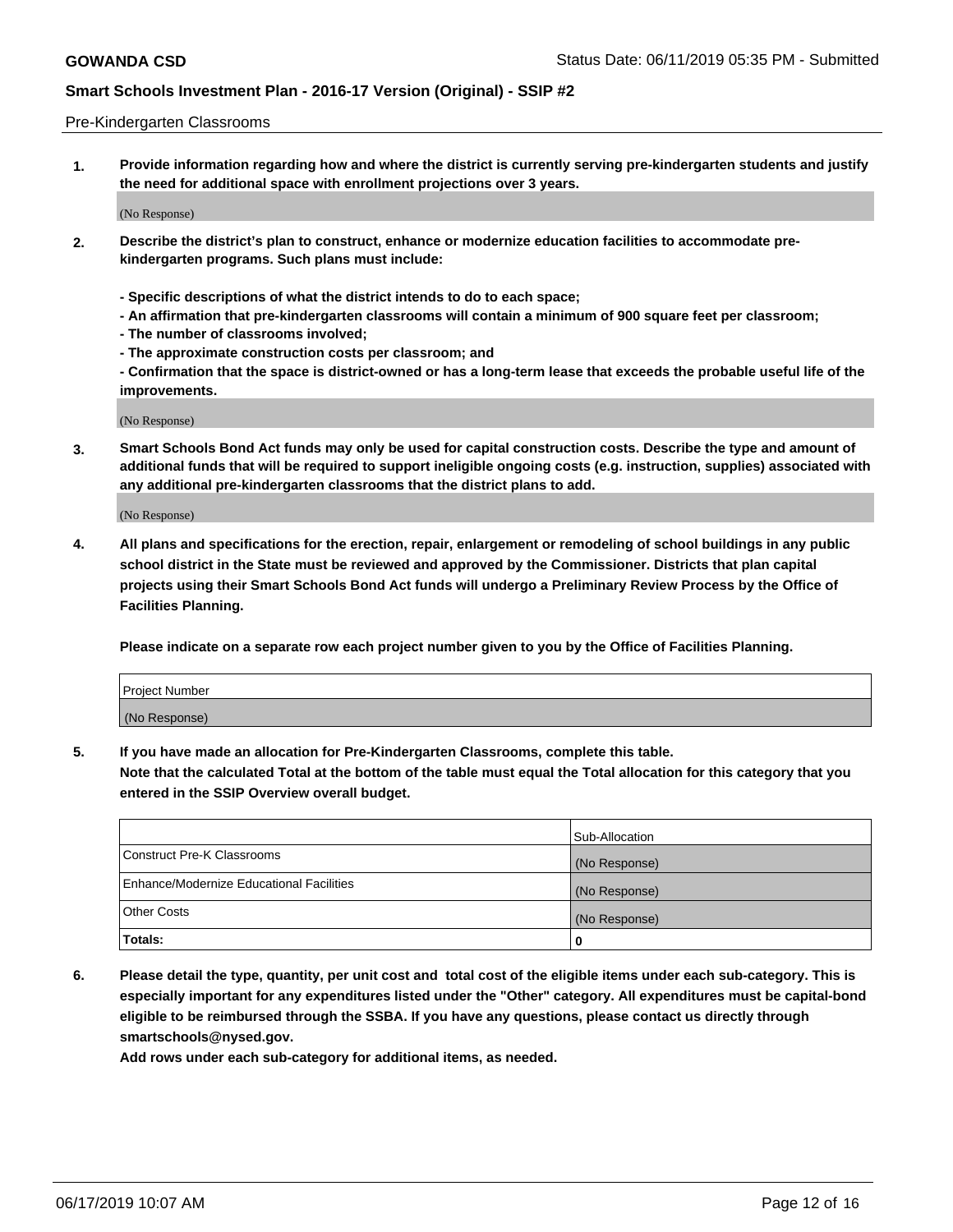Pre-Kindergarten Classrooms

1. **Provide information regarding how and where the district is currently serving pre-kindergarten students and justify the need for additional space with enrollment projections over 3 years.**

(No Response)

2. **Describe the district's plan to construct, enhance or modernize education facilities to accommodate pre-kindergarten programs. Such plans must include:**

   **- Specific descriptions of what the district intends to do to each space;**
   **- An affirmation that pre-kindergarten classrooms will contain a minimum of 900 square feet per classroom;**
   **- The number of classrooms involved;**
   **- The approximate construction costs per classroom; and**
   **- Confirmation that the space is district-owned or has a long-term lease that exceeds the probable useful life of the improvements.**

(No Response)

3. **Smart Schools Bond Act funds may only be used for capital construction costs. Describe the type and amount of additional funds that will be required to support ineligible ongoing costs (e.g. instruction, supplies) associated with any additional pre-kindergarten classrooms that the district plans to add.**

(No Response)

4. **All plans and specifications for the erection, repair, enlargement or remodeling of school buildings in any public school district in the State must be reviewed and approved by the Commissioner. Districts that plan capital projects using their Smart Schools Bond Act funds will undergo a Preliminary Review Process by the Office of Facilities Planning.**

   **Please indicate on a separate row each project number given to you by the Office of Facilities Planning.**

| Project Number |
|---|
| (No Response) |

5. **If you have made an allocation for Pre-Kindergarten Classrooms, complete this table.**
   **Note that the calculated Total at the bottom of the table must equal the Total allocation for this category that you entered in the SSIP Overview overall budget.**

| | Sub-Allocation |
|---|---|
| Construct Pre-K Classrooms | (No Response) |
| Enhance/Modernize Educational Facilities | (No Response) |
| Other Costs | (No Response) |
| **Totals:** | **0** |

6. **Please detail the type, quantity, per unit cost and total cost of the eligible items under each sub-category. This is especially important for any expenditures listed under the "Other" category. All expenditures must be capital-bond eligible to be reimbursed through the SSBA. If you have any questions, please contact us directly through smartschools@nysed.gov.**
   **Add rows under each sub-category for additional items, as needed.**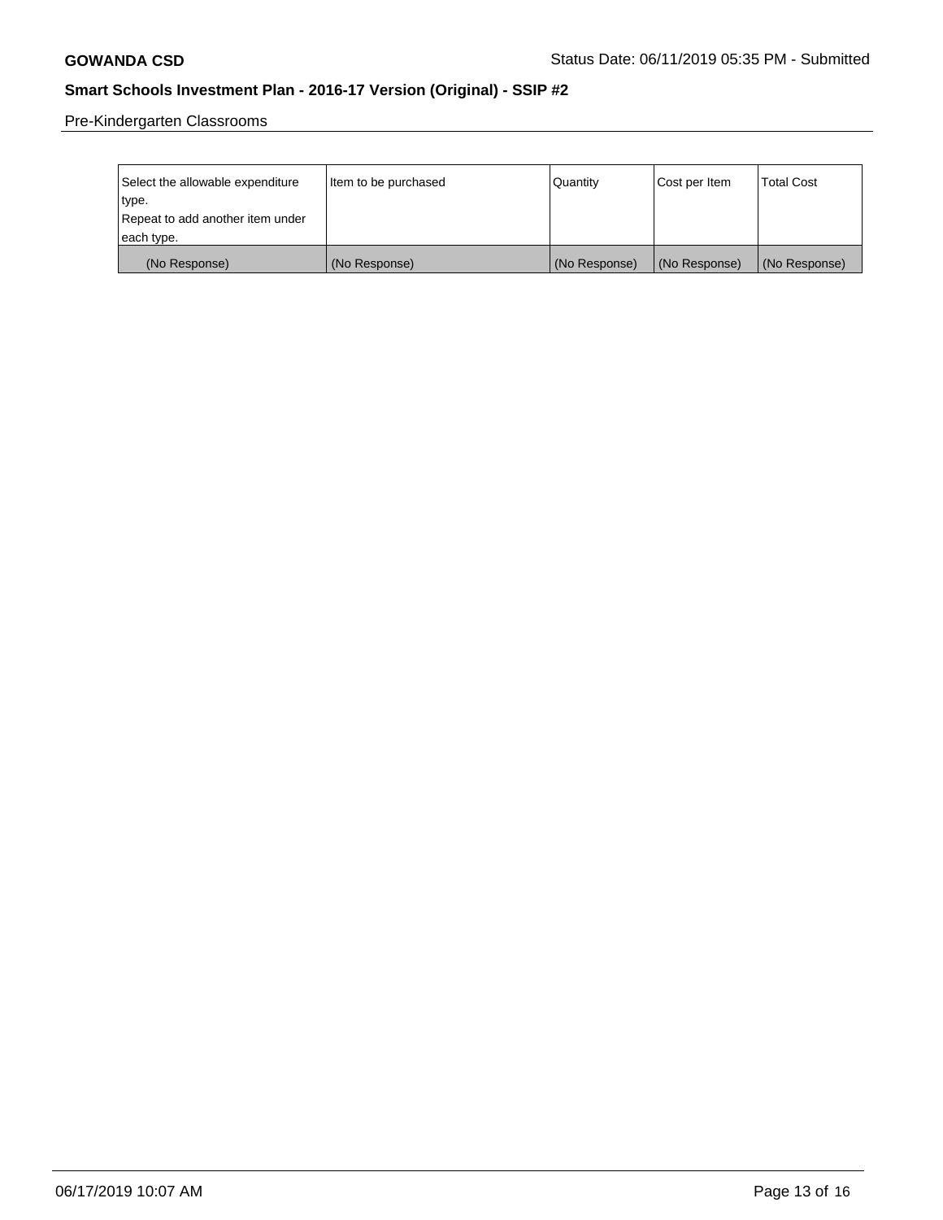Pre-Kindergarten Classrooms

| Select the allowable expenditure type. Repeat to add another item under each type. | Item to be purchased | Quantity | Cost per Item | Total Cost |
|---|---|---|---|---|
| (No Response) | (No Response) | (No Response) | (No Response) | (No Response) |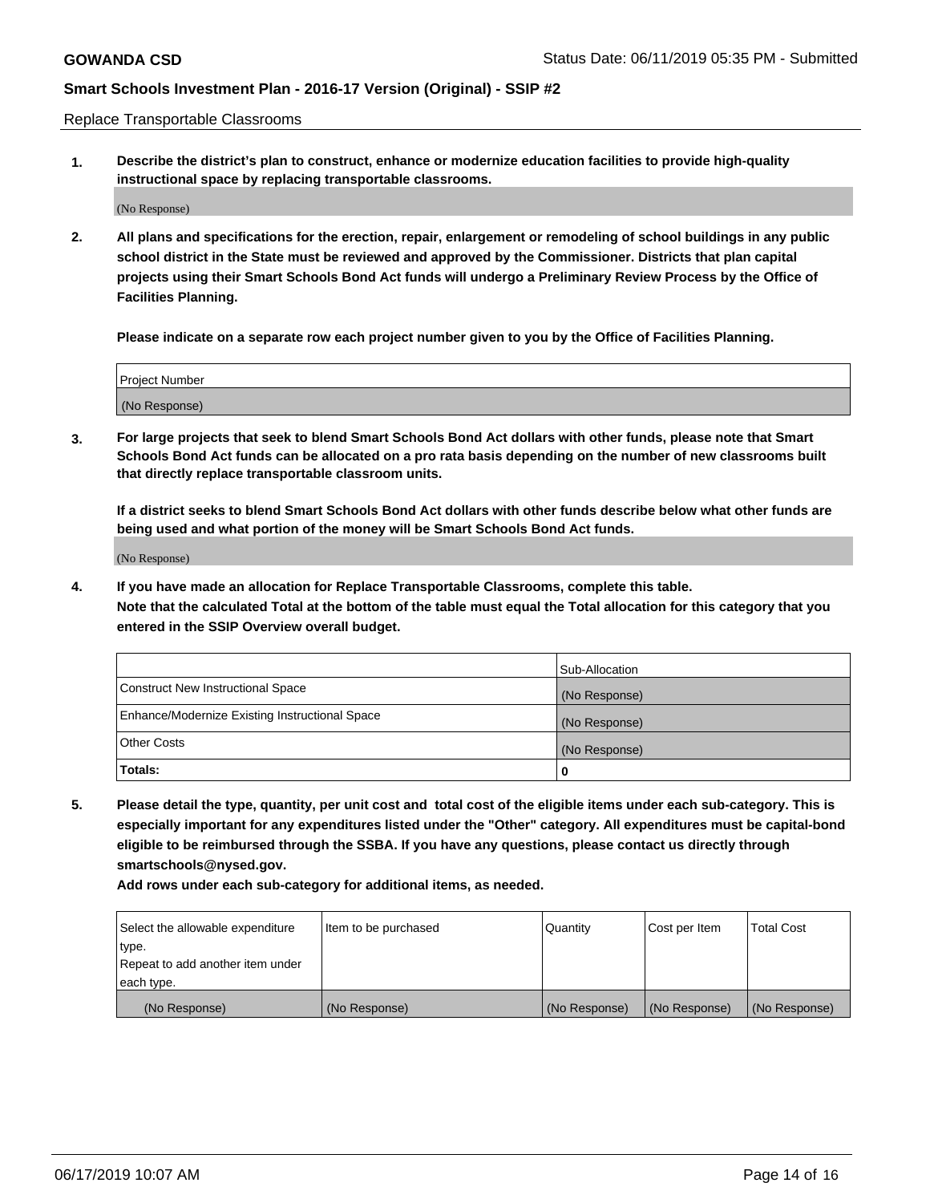Replace Transportable Classrooms

1. **Describe the district's plan to construct, enhance or modernize education facilities to provide high-quality instructional space by replacing transportable classrooms.**

(No Response)

2. **All plans and specifications for the erection, repair, enlargement or remodeling of school buildings in any public school district in the State must be reviewed and approved by the Commissioner. Districts that plan capital projects using their Smart Schools Bond Act funds will undergo a Preliminary Review Process by the Office of Facilities Planning.**

   **Please indicate on a separate row each project number given to you by the Office of Facilities Planning.**

| Project Number |
|---|
| (No Response) |

3. **For large projects that seek to blend Smart Schools Bond Act dollars with other funds, please note that Smart Schools Bond Act funds can be allocated on a pro rata basis depending on the number of new classrooms built that directly replace transportable classroom units.**

   **If a district seeks to blend Smart Schools Bond Act dollars with other funds describe below what other funds are being used and what portion of the money will be Smart Schools Bond Act funds.**

(No Response)

4. **If you have made an allocation for Replace Transportable Classrooms, complete this table. Note that the calculated Total at the bottom of the table must equal the Total allocation for this category that you entered in the SSIP Overview overall budget.**

| | Sub-Allocation |
|---|---|
| Construct New Instructional Space | (No Response) |
| Enhance/Modernize Existing Instructional Space | (No Response) |
| Other Costs | (No Response) |
| **Totals:** | **0** |

5. **Please detail the type, quantity, per unit cost and total cost of the eligible items under each sub-category. This is especially important for any expenditures listed under the "Other" category. All expenditures must be capital-bond eligible to be reimbursed through the SSBA. If you have any questions, please contact us directly through smartschools@nysed.gov.**

   **Add rows under each sub-category for additional items, as needed.**

| Select the allowable expenditure type. Repeat to add another item under each type. | Item to be purchased | Quantity | Cost per Item | Total Cost |
|---|---|---|---|---|
| (No Response) | (No Response) | (No Response) | (No Response) | (No Response) |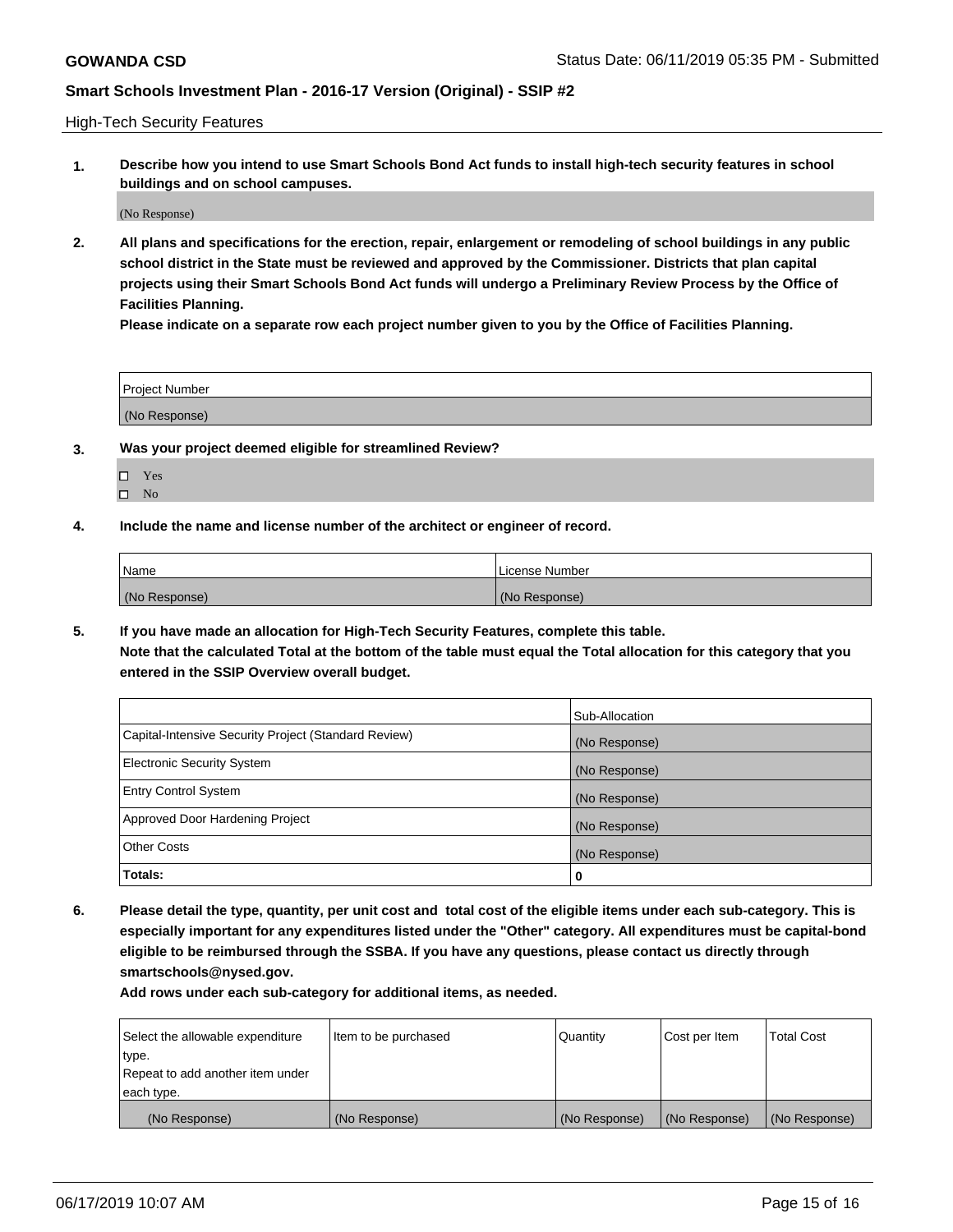High-Tech Security Features

**1. Describe how you intend to use Smart Schools Bond Act funds to install high-tech security features in school buildings and on school campuses.**

(No Response)

**2. All plans and specifications for the erection, repair, enlargement or remodeling of school buildings in any public school district in the State must be reviewed and approved by the Commissioner. Districts that plan capital projects using their Smart Schools Bond Act funds will undergo a Preliminary Review Process by the Office of Facilities Planning.**

**Please indicate on a separate row each project number given to you by the Office of Facilities Planning.**

| Project Number |
|---|
| (No Response) |

**3. Was your project deemed eligible for streamlined Review?**

- ☐ Yes
- ☐ No

**4. Include the name and license number of the architect or engineer of record.**

| Name | License Number |
|---|---|
| (No Response) | (No Response) |

**5. If you have made an allocation for High-Tech Security Features, complete this table.**
**Note that the calculated Total at the bottom of the table must equal the Total allocation for this category that you entered in the SSIP Overview overall budget.**

| | Sub-Allocation |
|---|---|
| Capital-Intensive Security Project (Standard Review) | (No Response) |
| Electronic Security System | (No Response) |
| Entry Control System | (No Response) |
| Approved Door Hardening Project | (No Response) |
| Other Costs | (No Response) |
| **Totals:** | **0** |

**6. Please detail the type, quantity, per unit cost and total cost of the eligible items under each sub-category. This is especially important for any expenditures listed under the "Other" category. All expenditures must be capital-bond eligible to be reimbursed through the SSBA. If you have any questions, please contact us directly through smartschools@nysed.gov.**

**Add rows under each sub-category for additional items, as needed.**

| Select the allowable expenditure type. Repeat to add another item under each type. | Item to be purchased | Quantity | Cost per Item | Total Cost |
|---|---|---|---|---|
| (No Response) | (No Response) | (No Response) | (No Response) | (No Response) |